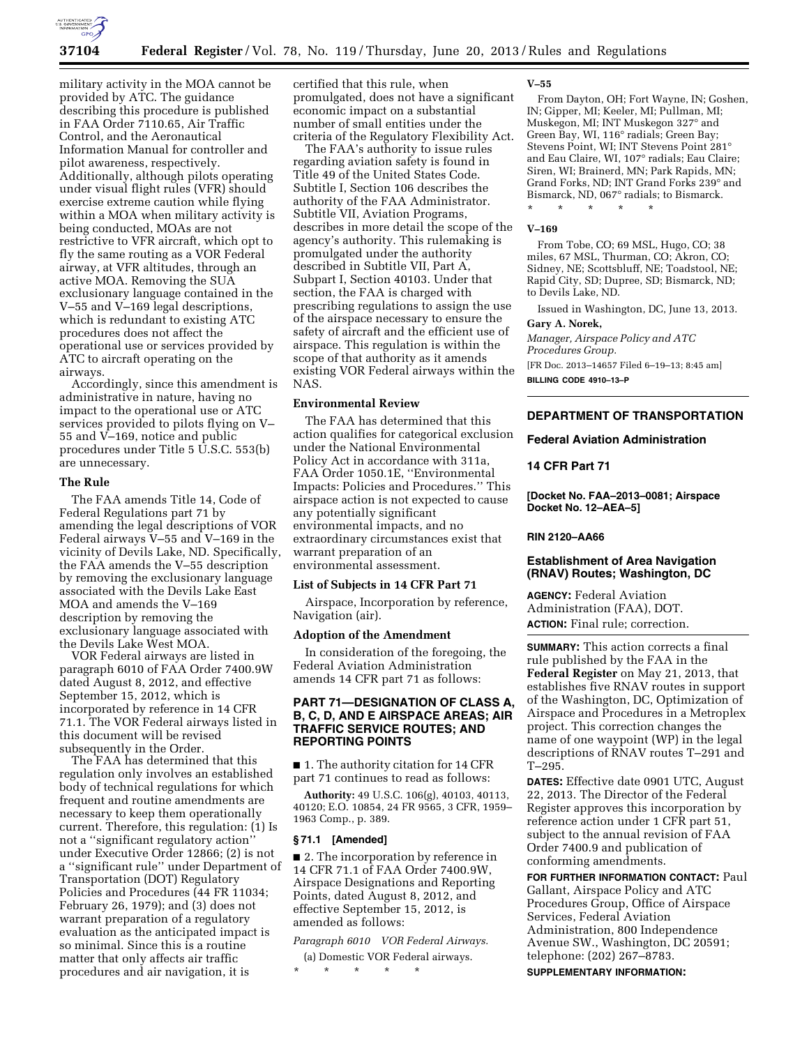military activity in the MOA cannot be provided by ATC. The guidance describing this procedure is published in FAA Order 7110.65, Air Traffic Control, and the Aeronautical Information Manual for controller and pilot awareness, respectively. Additionally, although pilots operating under visual flight rules (VFR) should exercise extreme caution while flying within a MOA when military activity is being conducted, MOAs are not restrictive to VFR aircraft, which opt to fly the same routing as a VOR Federal airway, at VFR altitudes, through an active MOA. Removing the SUA exclusionary language contained in the V–55 and V–169 legal descriptions, which is redundant to existing ATC procedures does not affect the operational use or services provided by ATC to aircraft operating on the airways.

Accordingly, since this amendment is administrative in nature, having no impact to the operational use or ATC services provided to pilots flying on V–55 and V–169, notice and public procedures under Title 5 U.S.C. 553(b) are unnecessary.

## The Rule

The FAA amends Title 14, Code of Federal Regulations part 71 by amending the legal descriptions of VOR Federal airways V–55 and V–169 in the vicinity of Devils Lake, ND. Specifically, the FAA amends the V–55 description by removing the exclusionary language associated with the Devils Lake East MOA and amends the V–169 description by removing the exclusionary language associated with the Devils Lake West MOA.

VOR Federal airways are listed in paragraph 6010 of FAA Order 7400.9W dated August 8, 2012, and effective September 15, 2012, which is incorporated by reference in 14 CFR 71.1. The VOR Federal airways listed in this document will be revised subsequently in the Order.

The FAA has determined that this regulation only involves an established body of technical regulations for which frequent and routine amendments are necessary to keep them operationally current. Therefore, this regulation: (1) Is not a ''significant regulatory action'' under Executive Order 12866; (2) is not a ''significant rule'' under Department of Transportation (DOT) Regulatory Policies and Procedures (44 FR 11034; February 26, 1979); and (3) does not warrant preparation of a regulatory evaluation as the anticipated impact is so minimal. Since this is a routine matter that only affects air traffic procedures and air navigation, it is certified that this rule, when promulgated, does not have a significant economic impact on a substantial number of small entities under the criteria of the Regulatory Flexibility Act.

The FAA's authority to issue rules regarding aviation safety is found in Title 49 of the United States Code. Subtitle I, Section 106 describes the authority of the FAA Administrator. Subtitle VII, Aviation Programs, describes in more detail the scope of the agency's authority. This rulemaking is promulgated under the authority described in Subtitle VII, Part A, Subpart I, Section 40103. Under that section, the FAA is charged with prescribing regulations to assign the use of the airspace necessary to ensure the safety of aircraft and the efficient use of airspace. This regulation is within the scope of that authority as it amends existing VOR Federal airways within the NAS.

## Environmental Review

The FAA has determined that this action qualifies for categorical exclusion under the National Environmental Policy Act in accordance with 311a, FAA Order 1050.1E, ''Environmental Impacts: Policies and Procedures.'' This airspace action is not expected to cause any potentially significant environmental impacts, and no extraordinary circumstances exist that warrant preparation of an environmental assessment.

## List of Subjects in 14 CFR Part 71

Airspace, Incorporation by reference, Navigation (air).

## Adoption of the Amendment

In consideration of the foregoing, the Federal Aviation Administration amends 14 CFR part 71 as follows:

## PART 71—DESIGNATION OF CLASS A, B, C, D, AND E AIRSPACE AREAS; AIR TRAFFIC SERVICE ROUTES; AND REPORTING POINTS

■ 1. The authority citation for 14 CFR part 71 continues to read as follows:

**Authority:** 49 U.S.C. 106(g), 40103, 40113, 40120; E.O. 10854, 24 FR 9565, 3 CFR, 1959–1963 Comp., p. 389.

### § 71.1 [Amended]

■ 2. The incorporation by reference in 14 CFR 71.1 of FAA Order 7400.9W, Airspace Designations and Reporting Points, dated August 8, 2012, and effective September 15, 2012, is amended as follows:

*Paragraph 6010 VOR Federal Airways.*

(a) Domestic VOR Federal airways.

\* \* \* \* \*

**V–55**

From Dayton, OH; Fort Wayne, IN; Goshen, IN; Gipper, MI; Keeler, MI; Pullman, MI; Muskegon, MI; INT Muskegon 327° and Green Bay, WI, 116° radials; Green Bay; Stevens Point, WI; INT Stevens Point 281° and Eau Claire, WI, 107° radials; Eau Claire; Siren, WI; Brainerd, MN; Park Rapids, MN; Grand Forks, ND; INT Grand Forks 239° and Bismarck, ND, 067° radials; to Bismarck.

\* \* \* \* \*

**V–169**

From Tobe, CO; 69 MSL, Hugo, CO; 38 miles, 67 MSL, Thurman, CO; Akron, CO; Sidney, NE; Scottsbluff, NE; Toadstool, NE; Rapid City, SD; Dupree, SD; Bismarck, ND; to Devils Lake, ND.

Issued in Washington, DC, June 13, 2013.

**Gary A. Norek,**

*Manager, Airspace Policy and ATC Procedures Group.*

[FR Doc. 2013–14657 Filed 6–19–13; 8:45 am]

**BILLING CODE 4910–13–P**

---

## DEPARTMENT OF TRANSPORTATION

## Federal Aviation Administration

## 14 CFR Part 71

**[Docket No. FAA–2013–0081; Airspace Docket No. 12–AEA–5]**

**RIN 2120–AA66**

## Establishment of Area Navigation (RNAV) Routes; Washington, DC

**AGENCY:** Federal Aviation Administration (FAA), DOT.

**ACTION:** Final rule; correction.

**SUMMARY:** This action corrects a final rule published by the FAA in the **Federal Register** on May 21, 2013, that establishes five RNAV routes in support of the Washington, DC, Optimization of Airspace and Procedures in a Metroplex project. This correction changes the name of one waypoint (WP) in the legal descriptions of RNAV routes T–291 and T–295.

**DATES:** Effective date 0901 UTC, August 22, 2013. The Director of the Federal Register approves this incorporation by reference action under 1 CFR part 51, subject to the annual revision of FAA Order 7400.9 and publication of conforming amendments.

**FOR FURTHER INFORMATION CONTACT:** Paul Gallant, Airspace Policy and ATC Procedures Group, Office of Airspace Services, Federal Aviation Administration, 800 Independence Avenue SW., Washington, DC 20591; telephone: (202) 267–8783.

**SUPPLEMENTARY INFORMATION:**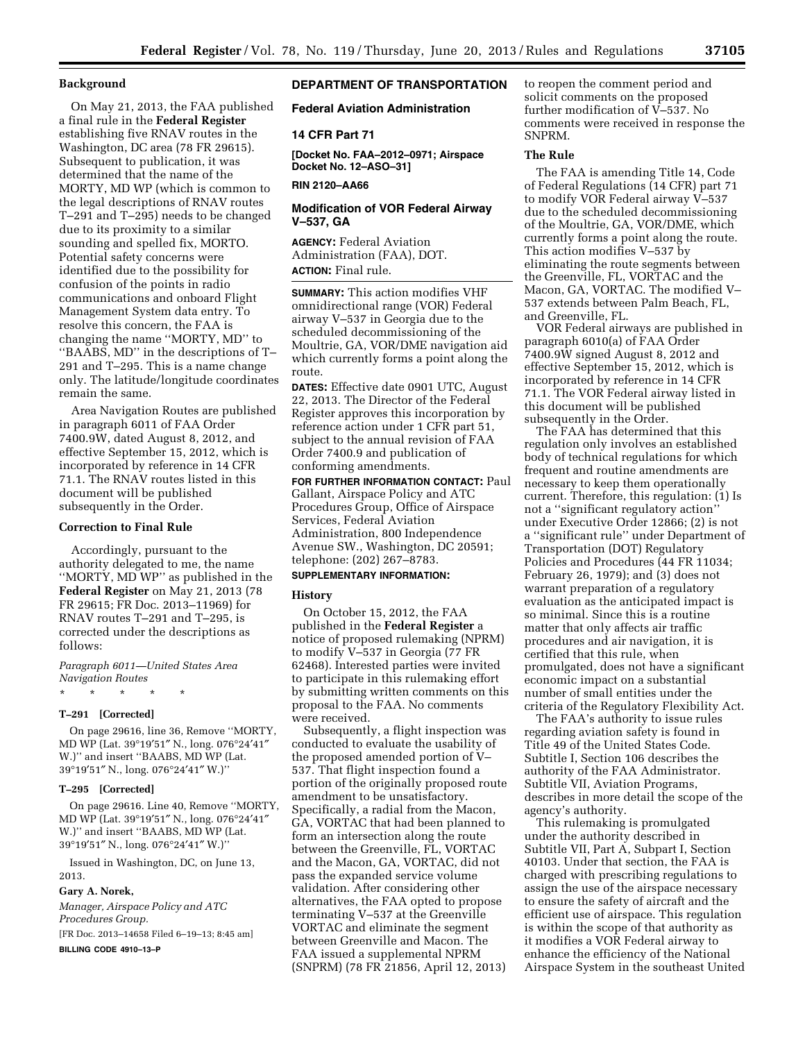## Background

On May 21, 2013, the FAA published a final rule in the **Federal Register** establishing five RNAV routes in the Washington, DC area (78 FR 29615). Subsequent to publication, it was determined that the name of the MORTY, MD WP (which is common to the legal descriptions of RNAV routes T–291 and T–295) needs to be changed due to its proximity to a similar sounding and spelled fix, MORTO. Potential safety concerns were identified due to the possibility for confusion of the points in radio communications and onboard Flight Management System data entry. To resolve this concern, the FAA is changing the name ''MORTY, MD'' to ''BAABS, MD'' in the descriptions of T–291 and T–295. This is a name change only. The latitude/longitude coordinates remain the same.

Area Navigation Routes are published in paragraph 6011 of FAA Order 7400.9W, dated August 8, 2012, and effective September 15, 2012, which is incorporated by reference in 14 CFR 71.1. The RNAV routes listed in this document will be published subsequently in the Order.

## Correction to Final Rule

Accordingly, pursuant to the authority delegated to me, the name ''MORTY, MD WP'' as published in the **Federal Register** on May 21, 2013 (78 FR 29615; FR Doc. 2013–11969) for RNAV routes T–291 and T–295, is corrected under the descriptions as follows:

*Paragraph 6011—United States Area Navigation Routes*

\* \* \* \* \*

**T–291 [Corrected]**

On page 29616, line 36, Remove ''MORTY, MD WP (Lat. 39°19′51″ N., long. 076°24′41″ W.)'' and insert ''BAABS, MD WP (Lat. 39°19′51″ N., long. 076°24′41″ W.)''

**T–295 [Corrected]**

On page 29616. Line 40, Remove ''MORTY, MD WP (Lat. 39°19′51″ N., long. 076°24′41″ W.)'' and insert ''BAABS, MD WP (Lat. 39°19′51″ N., long. 076°24′41″ W.)''

Issued in Washington, DC, on June 13, 2013.

**Gary A. Norek,**

*Manager, Airspace Policy and ATC Procedures Group.*

[FR Doc. 2013–14658 Filed 6–19–13; 8:45 am]

**BILLING CODE 4910–13–P**

# DEPARTMENT OF TRANSPORTATION

## Federal Aviation Administration

## 14 CFR Part 71

**[Docket No. FAA–2012–0971; Airspace Docket No. 12–ASO–31]**

**RIN 2120–AA66**

## Modification of VOR Federal Airway V–537, GA

**AGENCY:** Federal Aviation Administration (FAA), DOT.

**ACTION:** Final rule.

**SUMMARY:** This action modifies VHF omnidirectional range (VOR) Federal airway V–537 in Georgia due to the scheduled decommissioning of the Moultrie, GA, VOR/DME navigation aid which currently forms a point along the route.

**DATES:** Effective date 0901 UTC, August 22, 2013. The Director of the Federal Register approves this incorporation by reference action under 1 CFR part 51, subject to the annual revision of FAA Order 7400.9 and publication of conforming amendments.

**FOR FURTHER INFORMATION CONTACT:** Paul Gallant, Airspace Policy and ATC Procedures Group, Office of Airspace Services, Federal Aviation Administration, 800 Independence Avenue SW., Washington, DC 20591; telephone: (202) 267–8783.

**SUPPLEMENTARY INFORMATION:**

## History

On October 15, 2012, the FAA published in the **Federal Register** a notice of proposed rulemaking (NPRM) to modify V–537 in Georgia (77 FR 62468). Interested parties were invited to participate in this rulemaking effort by submitting written comments on this proposal to the FAA. No comments were received.

Subsequently, a flight inspection was conducted to evaluate the usability of the proposed amended portion of V–537. That flight inspection found a portion of the originally proposed route amendment to be unsatisfactory. Specifically, a radial from the Macon, GA, VORTAC that had been planned to form an intersection along the route between the Greenville, FL, VORTAC and the Macon, GA, VORTAC, did not pass the expanded service volume validation. After considering other alternatives, the FAA opted to propose terminating V–537 at the Greenville VORTAC and eliminate the segment between Greenville and Macon. The FAA issued a supplemental NPRM (SNPRM) (78 FR 21856, April 12, 2013) to reopen the comment period and solicit comments on the proposed further modification of V–537. No comments were received in response the SNPRM.

## The Rule

The FAA is amending Title 14, Code of Federal Regulations (14 CFR) part 71 to modify VOR Federal airway V–537 due to the scheduled decommissioning of the Moultrie, GA, VOR/DME, which currently forms a point along the route. This action modifies V–537 by eliminating the route segments between the Greenville, FL, VORTAC and the Macon, GA, VORTAC. The modified V–537 extends between Palm Beach, FL, and Greenville, FL.

VOR Federal airways are published in paragraph 6010(a) of FAA Order 7400.9W signed August 8, 2012 and effective September 15, 2012, which is incorporated by reference in 14 CFR 71.1. The VOR Federal airway listed in this document will be published subsequently in the Order.

The FAA has determined that this regulation only involves an established body of technical regulations for which frequent and routine amendments are necessary to keep them operationally current. Therefore, this regulation: (1) Is not a ''significant regulatory action'' under Executive Order 12866; (2) is not a ''significant rule'' under Department of Transportation (DOT) Regulatory Policies and Procedures (44 FR 11034; February 26, 1979); and (3) does not warrant preparation of a regulatory evaluation as the anticipated impact is so minimal. Since this is a routine matter that only affects air traffic procedures and air navigation, it is certified that this rule, when promulgated, does not have a significant economic impact on a substantial number of small entities under the criteria of the Regulatory Flexibility Act.

The FAA's authority to issue rules regarding aviation safety is found in Title 49 of the United States Code. Subtitle I, Section 106 describes the authority of the FAA Administrator. Subtitle VII, Aviation Programs, describes in more detail the scope of the agency's authority.

This rulemaking is promulgated under the authority described in Subtitle VII, Part A, Subpart I, Section 40103. Under that section, the FAA is charged with prescribing regulations to assign the use of the airspace necessary to ensure the safety of aircraft and the efficient use of airspace. This regulation is within the scope of that authority as it modifies a VOR Federal airway to enhance the efficiency of the National Airspace System in the southeast United